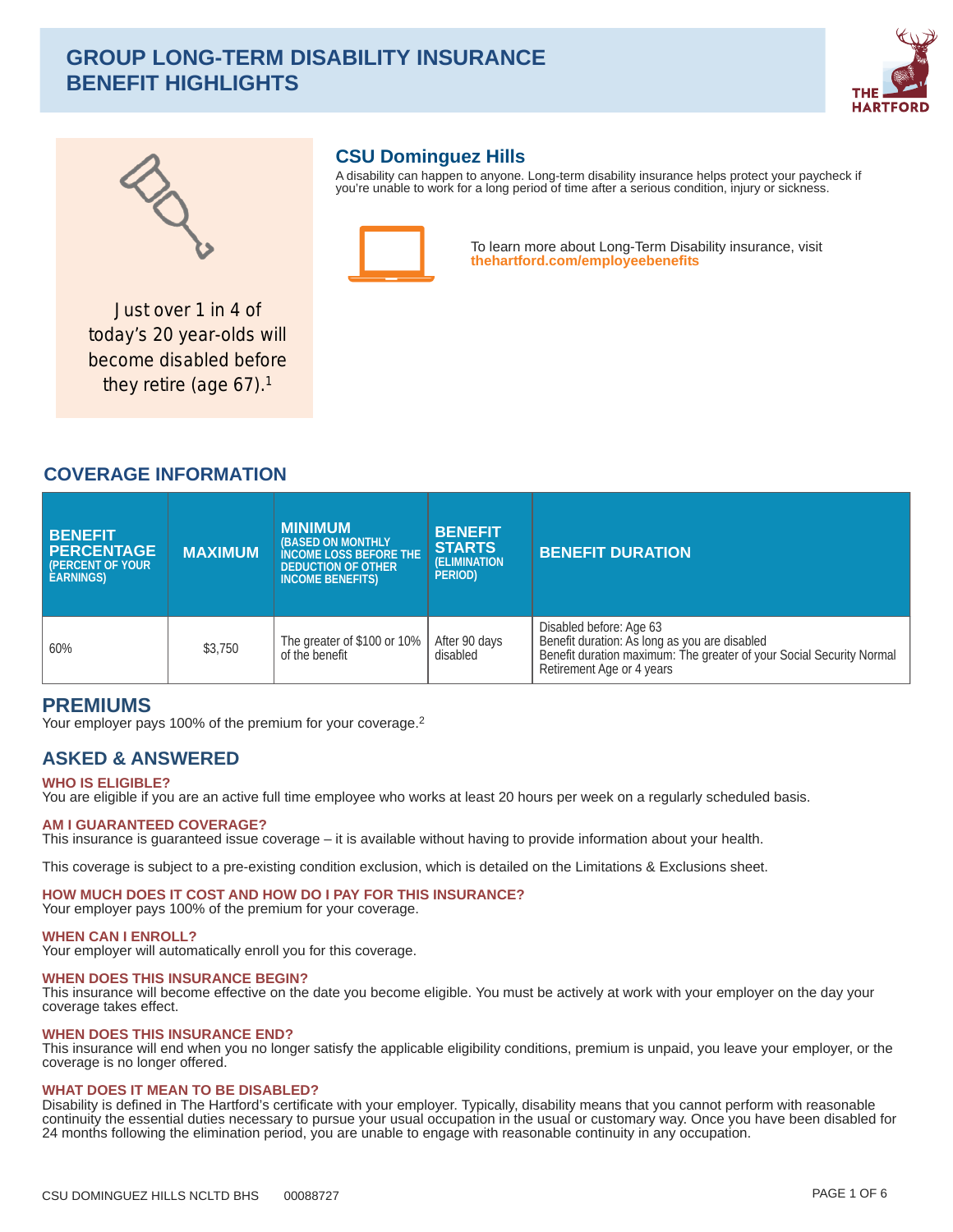# GROUP LONG-TERM DISABILITY INSURANCE BENEFIT HIGHLIGHTS

Just over 1 in 4 of today's 20 year-olds will become disabled before they retire (age 67).[1]

## CSU Dominguez Hills

A disability can happen to anyone. Long-term disability insurance helps protect your paycheck if you're unable to work for a long period of time after a serious condition, injury or sickness.

To learn more about Long-Term Disability insurance, visit **thehartford.com/employeebenefits**

## COVERAGE INFORMATION

| BENEFIT PERCENTAGE (PERCENT OF YOUR EARNINGS) | MAXIMUM | MINIMUM (BASED ON MONTHLY INCOME LOSS BEFORE THE DEDUCTION OF OTHER INCOME BENEFITS) | BENEFIT STARTS (ELIMINATION PERIOD) | BENEFIT DURATION |
|---|---|---|---|---|
| 60% | $3,750 | The greater of $100 or 10% of the benefit | After 90 days disabled | Disabled before: Age 63<br>Benefit duration: As long as you are disabled<br>Benefit duration maximum: The greater of your Social Security Normal Retirement Age or 4 years |

## PREMIUMS

Your employer pays 100% of the premium for your coverage.[2]

## ASKED & ANSWERED

**WHO IS ELIGIBLE?**
You are eligible if you are an active full time employee who works at least 20 hours per week on a regularly scheduled basis.

**AM I GUARANTEED COVERAGE?**
This insurance is guaranteed issue coverage – it is available without having to provide information about your health.

This coverage is subject to a pre-existing condition exclusion, which is detailed on the Limitations & Exclusions sheet.

**HOW MUCH DOES IT COST AND HOW DO I PAY FOR THIS INSURANCE?**
Your employer pays 100% of the premium for your coverage.

**WHEN CAN I ENROLL?**
Your employer will automatically enroll you for this coverage.

**WHEN DOES THIS INSURANCE BEGIN?**
This insurance will become effective on the date you become eligible. You must be actively at work with your employer on the day your coverage takes effect.

**WHEN DOES THIS INSURANCE END?**
This insurance will end when you no longer satisfy the applicable eligibility conditions, premium is unpaid, you leave your employer, or the coverage is no longer offered.

**WHAT DOES IT MEAN TO BE DISABLED?**
Disability is defined in The Hartford's certificate with your employer. Typically, disability means that you cannot perform with reasonable continuity the essential duties necessary to pursue your usual occupation in the usual or customary way. Once you have been disabled for 24 months following the elimination period, you are unable to engage with reasonable continuity in any occupation.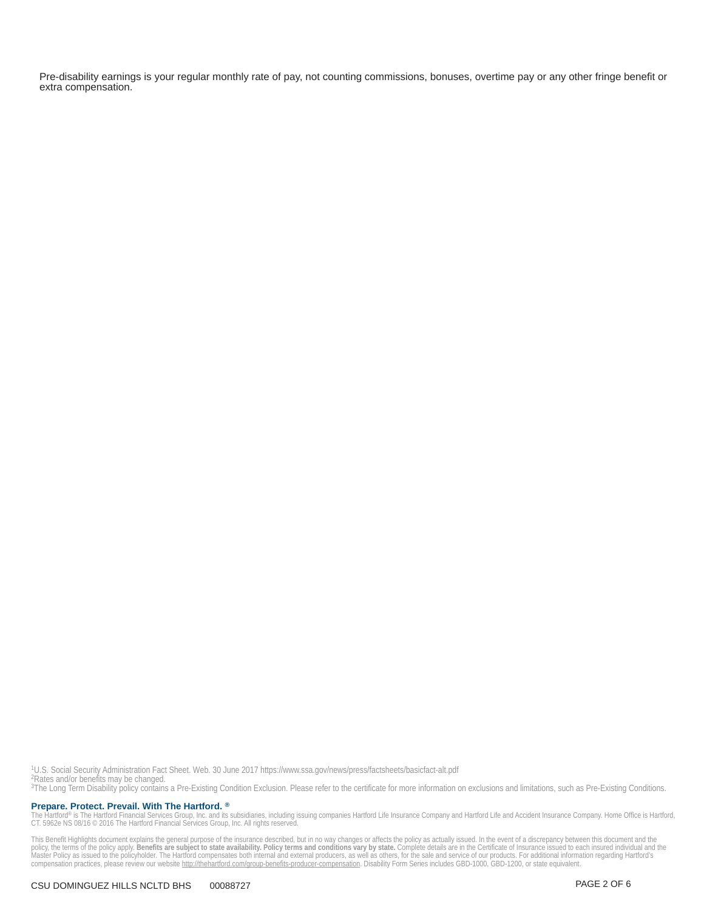Pre-disability earnings is your regular monthly rate of pay, not counting commissions, bonuses, overtime pay or any other fringe benefit or extra compensation.

[1]U.S. Social Security Administration Fact Sheet. Web. 30 June 2017 https://www.ssa.gov/news/press/factsheets/basicfact-alt.pdf
[2]Rates and/or benefits may be changed.
[3]The Long Term Disability policy contains a Pre-Existing Condition Exclusion. Please refer to the certificate for more information on exclusions and limitations, such as Pre-Existing Conditions.

**Prepare. Protect. Prevail. With The Hartford.** ®

The Hartford® is The Hartford Financial Services Group, Inc. and its subsidiaries, including issuing companies Hartford Life Insurance Company and Hartford Life and Accident Insurance Company. Home Office is Hartford, CT. 5962e NS 08/16 © 2016 The Hartford Financial Services Group, Inc. All rights reserved.

This Benefit Highlights document explains the general purpose of the insurance described, but in no way changes or affects the policy as actually issued. In the event of a discrepancy between this document and the policy, the terms of the policy apply. **Benefits are subject to state availability. Policy terms and conditions vary by state.** Complete details are in the Certificate of Insurance issued to each insured individual and the Master Policy as issued to the policyholder. The Hartford compensates both internal and external producers, as well as others, for the sale and service of our products. For additional information regarding Hartford's compensation practices, please review our website http://thehartford.com/group-benefits-producer-compensation. Disability Form Series includes GBD-1000, GBD-1200, or state equivalent.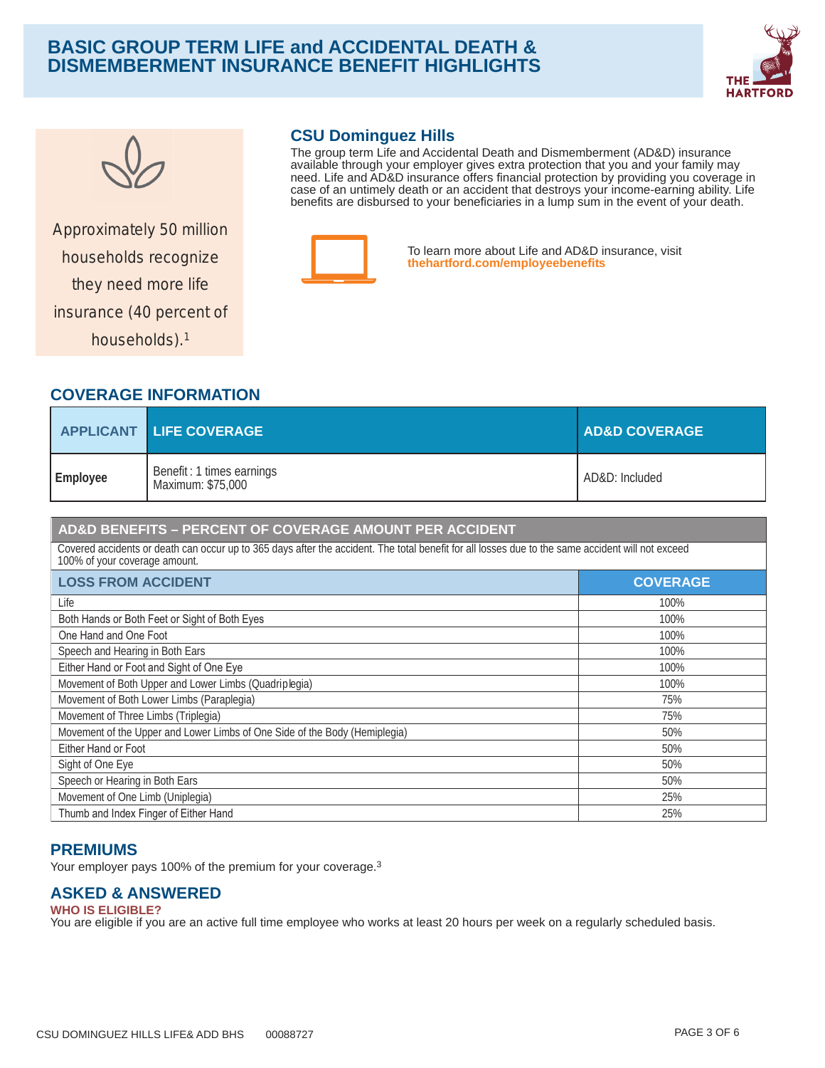# BASIC GROUP TERM LIFE and ACCIDENTAL DEATH & DISMEMBERMENT INSURANCE BENEFIT HIGHLIGHTS

Approximately 50 million households recognize they need more life insurance (40 percent of households).[1]

## CSU Dominguez Hills

The group term Life and Accidental Death and Dismemberment (AD&D) insurance available through your employer gives extra protection that you and your family may need. Life and AD&D insurance offers financial protection by providing you coverage in case of an untimely death or an accident that destroys your income-earning ability. Life benefits are disbursed to your beneficiaries in a lump sum in the event of your death.

To learn more about Life and AD&D insurance, visit **thehartford.com/employeebenefits**

## COVERAGE INFORMATION

| APPLICANT | LIFE COVERAGE | AD&D COVERAGE |
|---|---|---|
| **Employee** | Benefit : 1 times earnings<br>Maximum: $75,000 | AD&D: Included |

**AD&D BENEFITS – PERCENT OF COVERAGE AMOUNT PER ACCIDENT**

Covered accidents or death can occur up to 365 days after the accident. The total benefit for all losses due to the same accident will not exceed 100% of your coverage amount.

| LOSS FROM ACCIDENT | COVERAGE |
|---|---|
| Life | 100% |
| Both Hands or Both Feet or Sight of Both Eyes | 100% |
| One Hand and One Foot | 100% |
| Speech and Hearing in Both Ears | 100% |
| Either Hand or Foot and Sight of One Eye | 100% |
| Movement of Both Upper and Lower Limbs (Quadriplegia) | 100% |
| Movement of Both Lower Limbs (Paraplegia) | 75% |
| Movement of Three Limbs (Triplegia) | 75% |
| Movement of the Upper and Lower Limbs of One Side of the Body (Hemiplegia) | 50% |
| Either Hand or Foot | 50% |
| Sight of One Eye | 50% |
| Speech or Hearing in Both Ears | 50% |
| Movement of One Limb (Uniplegia) | 25% |
| Thumb and Index Finger of Either Hand | 25% |

## PREMIUMS

Your employer pays 100% of the premium for your coverage.[3]

## ASKED & ANSWERED

**WHO IS ELIGIBLE?**

You are eligible if you are an active full time employee who works at least 20 hours per week on a regularly scheduled basis.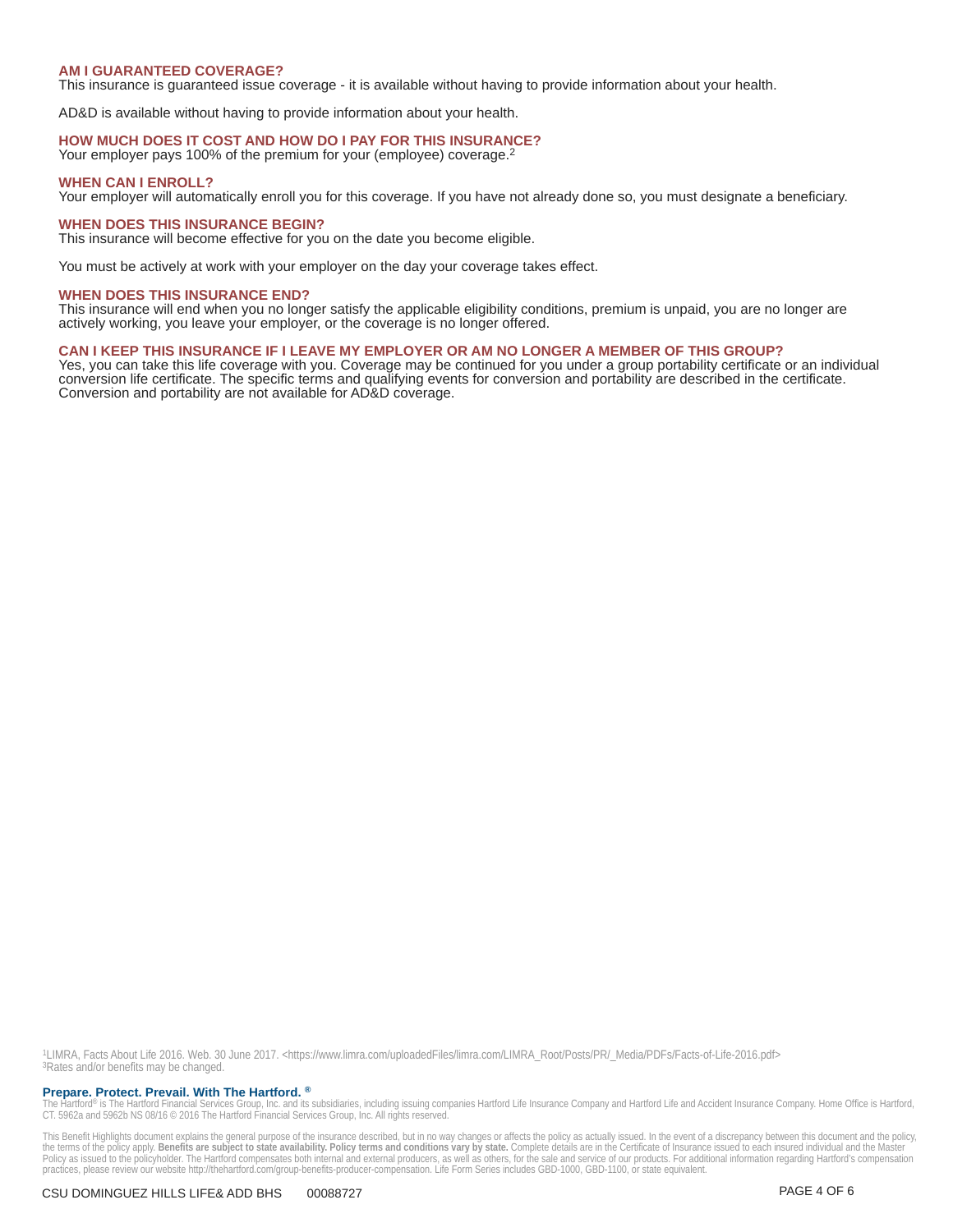### AM I GUARANTEED COVERAGE?

This insurance is guaranteed issue coverage - it is available without having to provide information about your health.

AD&D is available without having to provide information about your health.

### HOW MUCH DOES IT COST AND HOW DO I PAY FOR THIS INSURANCE?

Your employer pays 100% of the premium for your (employee) coverage.[2]

### WHEN CAN I ENROLL?

Your employer will automatically enroll you for this coverage. If you have not already done so, you must designate a beneficiary.

### WHEN DOES THIS INSURANCE BEGIN?

This insurance will become effective for you on the date you become eligible.

You must be actively at work with your employer on the day your coverage takes effect.

### WHEN DOES THIS INSURANCE END?

This insurance will end when you no longer satisfy the applicable eligibility conditions, premium is unpaid, you are no longer are actively working, you leave your employer, or the coverage is no longer offered.

### CAN I KEEP THIS INSURANCE IF I LEAVE MY EMPLOYER OR AM NO LONGER A MEMBER OF THIS GROUP?

Yes, you can take this life coverage with you. Coverage may be continued for you under a group portability certificate or an individual conversion life certificate. The specific terms and qualifying events for conversion and portability are described in the certificate. Conversion and portability are not available for AD&D coverage.

[1]LIMRA, Facts About Life 2016. Web. 30 June 2017. <https://www.limra.com/uploadedFiles/limra.com/LIMRA_Root/Posts/PR/_Media/PDFs/Facts-of-Life-2016.pdf>
[3]Rates and/or benefits may be changed.

**Prepare. Protect. Prevail. With The Hartford.** ®

The Hartford® is The Hartford Financial Services Group, Inc. and its subsidiaries, including issuing companies Hartford Life Insurance Company and Hartford Life and Accident Insurance Company. Home Office is Hartford, CT. 5962a and 5962b NS 08/16 © 2016 The Hartford Financial Services Group, Inc. All rights reserved.

This Benefit Highlights document explains the general purpose of the insurance described, but in no way changes or affects the policy as actually issued. In the event of a discrepancy between this document and the policy, the terms of the policy apply. **Benefits are subject to state availability. Policy terms and conditions vary by state.** Complete details are in the Certificate of Insurance issued to each insured individual and the Master Policy as issued to the policyholder. The Hartford compensates both internal and external producers, as well as others, for the sale and service of our products. For additional information regarding Hartford's compensation practices, please review our website http://thehartford.com/group-benefits-producer-compensation. Life Form Series includes GBD-1000, GBD-1100, or state equivalent.

CSU DOMINGUEZ HILLS LIFE& ADD BHS 00088727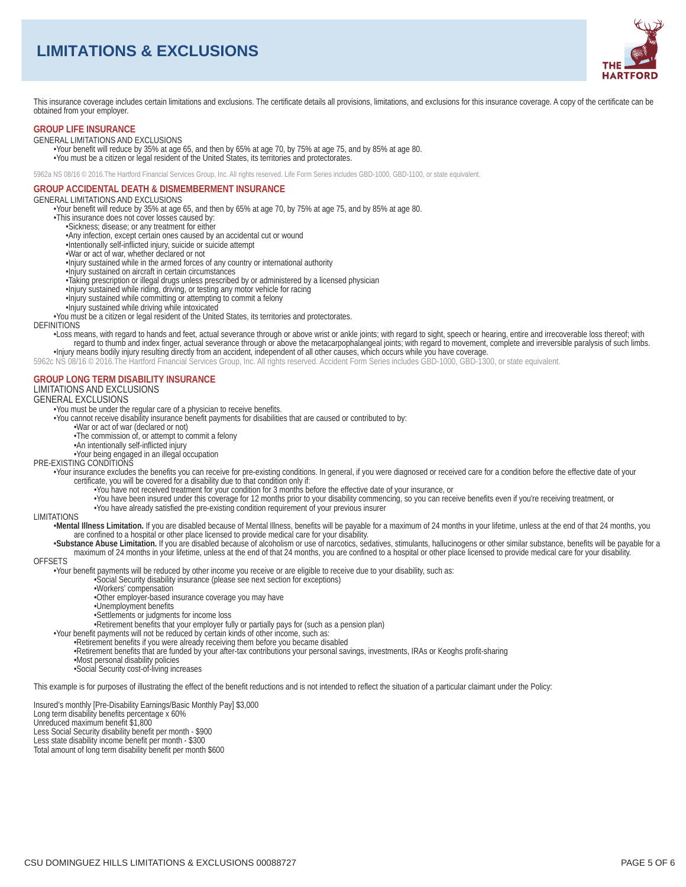# LIMITATIONS & EXCLUSIONS

This insurance coverage includes certain limitations and exclusions. The certificate details all provisions, limitations, and exclusions for this insurance coverage. A copy of the certificate can be obtained from your employer.

## GROUP LIFE INSURANCE

GENERAL LIMITATIONS AND EXCLUSIONS

- Your benefit will reduce by 35% at age 65, and then by 65% at age 70, by 75% at age 75, and by 85% at age 80.
- You must be a citizen or legal resident of the United States, its territories and protectorates.

5962a NS 08/16 © 2016.The Hartford Financial Services Group, Inc. All rights reserved. Life Form Series includes GBD-1000, GBD-1100, or state equivalent.

## GROUP ACCIDENTAL DEATH & DISMEMBERMENT INSURANCE

GENERAL LIMITATIONS AND EXCLUSIONS

- Your benefit will reduce by 35% at age 65, and then by 65% at age 70, by 75% at age 75, and by 85% at age 80.
- This insurance does not cover losses caused by:
  - Sickness; disease; or any treatment for either
  - Any infection, except certain ones caused by an accidental cut or wound
  - Intentionally self-inflicted injury, suicide or suicide attempt
  - War or act of war, whether declared or not
  - Injury sustained while in the armed forces of any country or international authority
  - Injury sustained on aircraft in certain circumstances
  - Taking prescription or illegal drugs unless prescribed by or administered by a licensed physician
  - Injury sustained while riding, driving, or testing any motor vehicle for racing
  - Injury sustained while committing or attempting to commit a felony
  - Injury sustained while driving while intoxicated
- You must be a citizen or legal resident of the United States, its territories and protectorates.

DEFINITIONS

- Loss means, with regard to hands and feet, actual severance through or above wrist or ankle joints; with regard to sight, speech or hearing, entire and irrecoverable loss thereof; with regard to thumb and index finger, actual severance through or above the metacarpophalangeal joints; with regard to movement, complete and irreversible paralysis of such limbs.
- Injury means bodily injury resulting directly from an accident, independent of all other causes, which occurs while you have coverage.

5962c NS 08/16 © 2016.The Hartford Financial Services Group, Inc. All rights reserved. Accident Form Series includes GBD-1000, GBD-1300, or state equivalent.

## GROUP LONG TERM DISABILITY INSURANCE

LIMITATIONS AND EXCLUSIONS

GENERAL EXCLUSIONS

- You must be under the regular care of a physician to receive benefits.
- You cannot receive disability insurance benefit payments for disabilities that are caused or contributed to by:
  - War or act of war (declared or not)
  - The commission of, or attempt to commit a felony
  - An intentionally self-inflicted injury
  - Your being engaged in an illegal occupation

PRE-EXISTING CONDITIONS

- Your insurance excludes the benefits you can receive for pre-existing conditions. In general, if you were diagnosed or received care for a condition before the effective date of your certificate, you will be covered for a disability due to that condition only if:
  - You have not received treatment for your condition for 3 months before the effective date of your insurance, or
  - You have been insured under this coverage for 12 months prior to your disability commencing, so you can receive benefits even if you're receiving treatment, or
  - You have already satisfied the pre-existing condition requirement of your previous insurer

LIMITATIONS

- **Mental Illness Limitation.** If you are disabled because of Mental Illness, benefits will be payable for a maximum of 24 months in your lifetime, unless at the end of that 24 months, you are confined to a hospital or other place licensed to provide medical care for your disability.
- **Substance Abuse Limitation.** If you are disabled because of alcoholism or use of narcotics, sedatives, stimulants, hallucinogens or other similar substance, benefits will be payable for a maximum of 24 months in your lifetime, unless at the end of that 24 months, you are confined to a hospital or other place licensed to provide medical care for your disability.

OFFSETS

- Your benefit payments will be reduced by other income you receive or are eligible to receive due to your disability, such as:
  - Social Security disability insurance (please see next section for exceptions)
  - Workers' compensation
  - Other employer-based insurance coverage you may have
  - Unemployment benefits
  - Settlements or judgments for income loss
  - Retirement benefits that your employer fully or partially pays for (such as a pension plan)
- Your benefit payments will not be reduced by certain kinds of other income, such as:
  - Retirement benefits if you were already receiving them before you became disabled
  - Retirement benefits that are funded by your after-tax contributions your personal savings, investments, IRAs or Keoghs profit-sharing
  - Most personal disability policies
  - Social Security cost-of-living increases

This example is for purposes of illustrating the effect of the benefit reductions and is not intended to reflect the situation of a particular claimant under the Policy:

Insured's monthly [Pre-Disability Earnings/Basic Monthly Pay] $3,000
Long term disability benefits percentage x 60%
Unreduced maximum benefit $1,800
Less Social Security disability benefit per month - $900
Less state disability income benefit per month - $300
Total amount of long term disability benefit per month $600

CSU DOMINGUEZ HILLS LIMITATIONS & EXCLUSIONS 00088727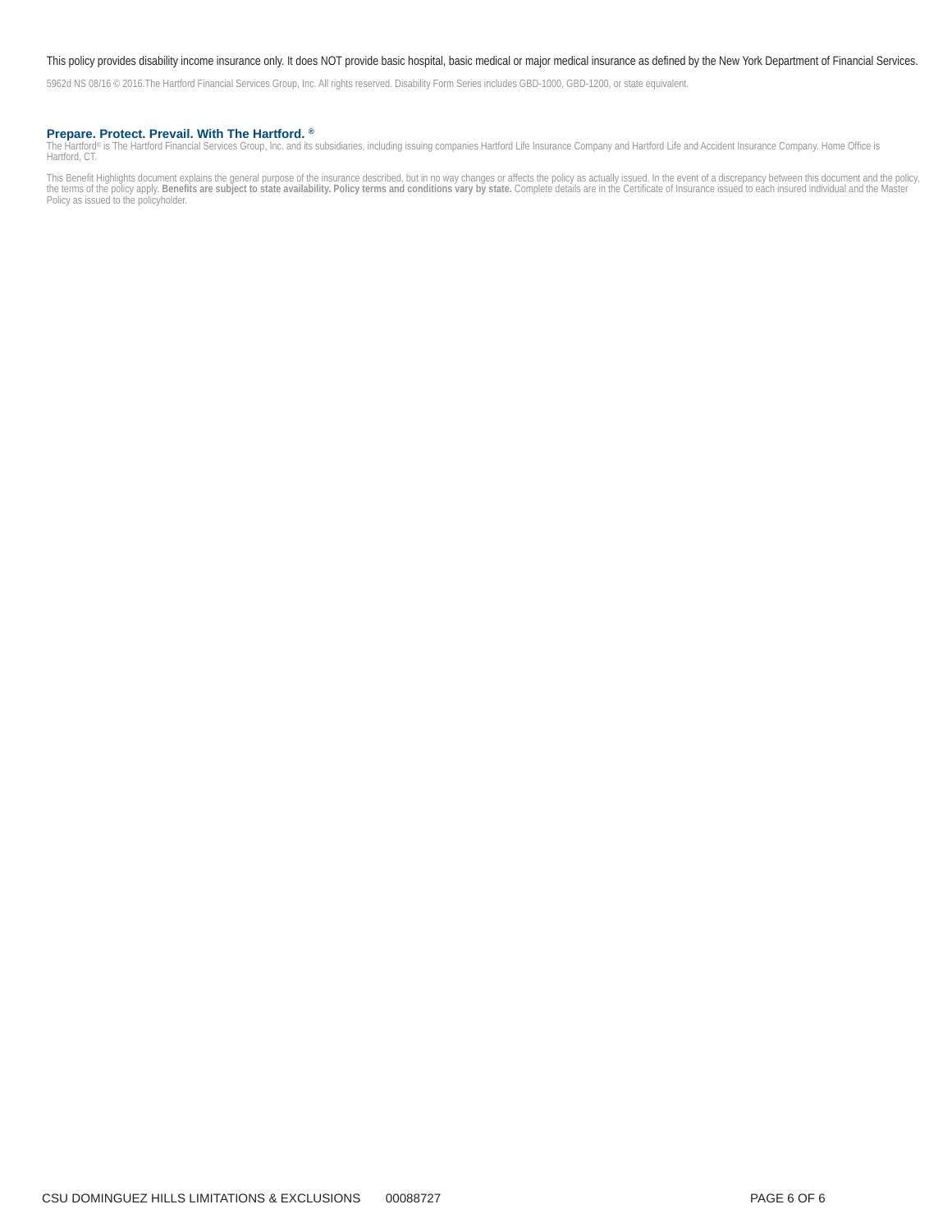This policy provides disability income insurance only. It does NOT provide basic hospital, basic medical or major medical insurance as defined by the New York Department of Financial Services.

5962d NS 08/16 © 2016.The Hartford Financial Services Group, Inc. All rights reserved. Disability Form Series includes GBD-1000, GBD-1200, or state equivalent.

**Prepare. Protect. Prevail. With The Hartford.** ®

The Hartford® is The Hartford Financial Services Group, Inc. and its subsidiaries, including issuing companies Hartford Life Insurance Company and Hartford Life and Accident Insurance Company. Home Office is Hartford, CT.

This Benefit Highlights document explains the general purpose of the insurance described, but in no way changes or affects the policy as actually issued. In the event of a discrepancy between this document and the policy, the terms of the policy apply. **Benefits are subject to state availability. Policy terms and conditions vary by state.** Complete details are in the Certificate of Insurance issued to each insured individual and the Master Policy as issued to the policyholder.